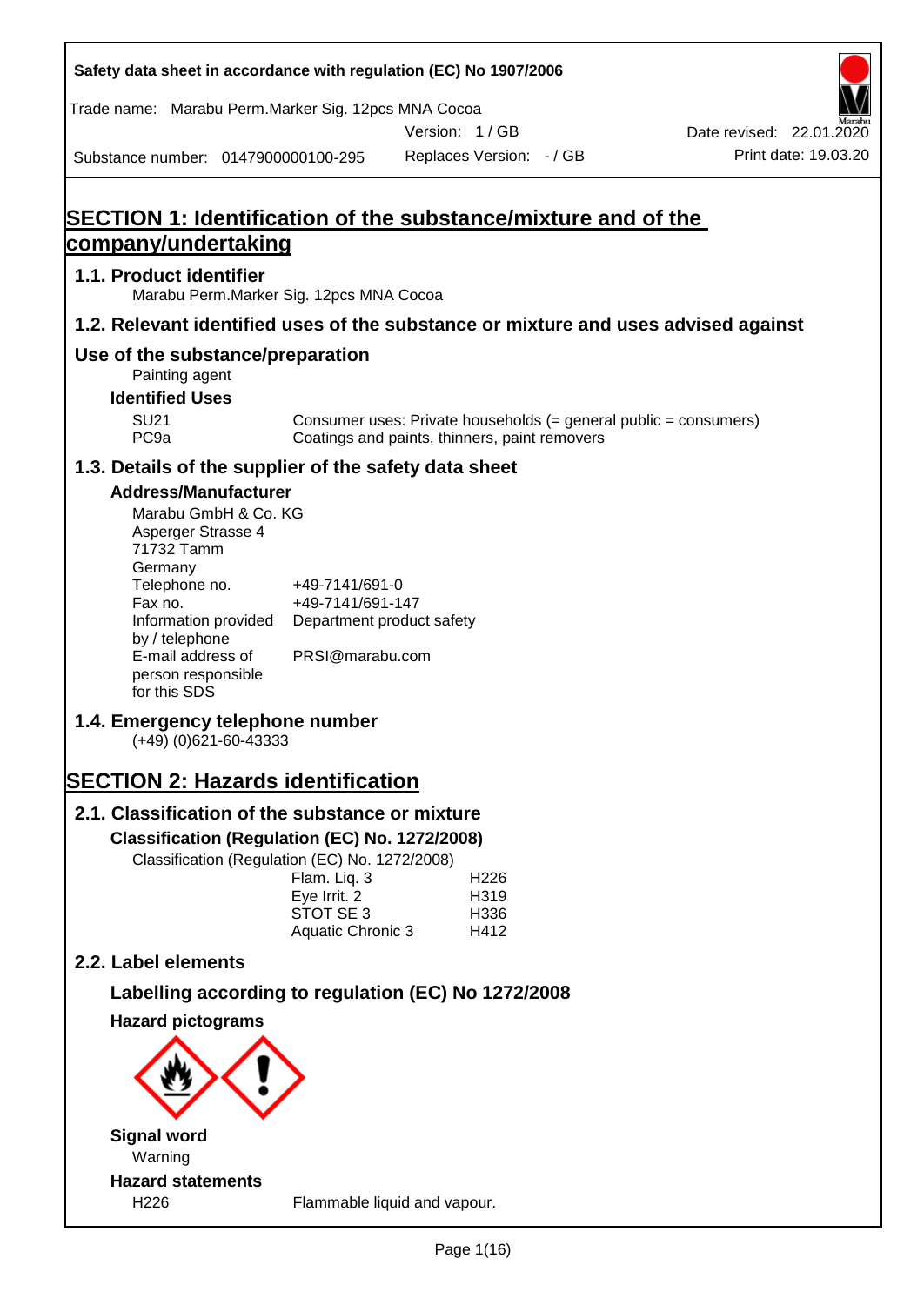Safety data sheet in accordance with regulation (EC) No 1907/2006

Trade name: Marabu Perm.Marker Sig. 12pcs MNA Cocoa

Version: 1 / GB

Date revised: 22.01.2020

Substance number: 0147900000100-295

Replaces Version: - / GB

Print date: 19.03.20

# SECTION 1: Identification of the substance/mixture and of the company/undertaking

## 1.1. Product identifier

Marabu Perm.Marker Sig. 12pcs MNA Cocoa

## 1.2. Relevant identified uses of the substance or mixture and uses advised against

### Use of the substance/preparation

Painting agent

**Identified Uses**

| | |
|---|---|
| SU21 | Consumer uses: Private households (= general public = consumers) |
| PC9a | Coatings and paints, thinners, paint removers |

## 1.3. Details of the supplier of the safety data sheet

**Address/Manufacturer**

Marabu GmbH & Co. KG
Asperger Strasse 4
71732 Tamm
Germany

| | |
|---|---|
| Telephone no. | +49-7141/691-0 |
| Fax no. | +49-7141/691-147 |
| Information provided by / telephone | Department product safety |
| E-mail address of person responsible for this SDS | PRSI@marabu.com |

## 1.4. Emergency telephone number

(+49) (0)621-60-43333

# SECTION 2: Hazards identification

## 2.1. Classification of the substance or mixture

**Classification (Regulation (EC) No. 1272/2008)**

Classification (Regulation (EC) No. 1272/2008)

| | |
|---|---|
| Flam. Liq. 3 | H226 |
| Eye Irrit. 2 | H319 |
| STOT SE 3 | H336 |
| Aquatic Chronic 3 | H412 |

## 2.2. Label elements

### Labelling according to regulation (EC) No 1272/2008

**Hazard pictograms**

**Signal word**

Warning

**Hazard statements**

| | |
|---|---|
| H226 | Flammable liquid and vapour. |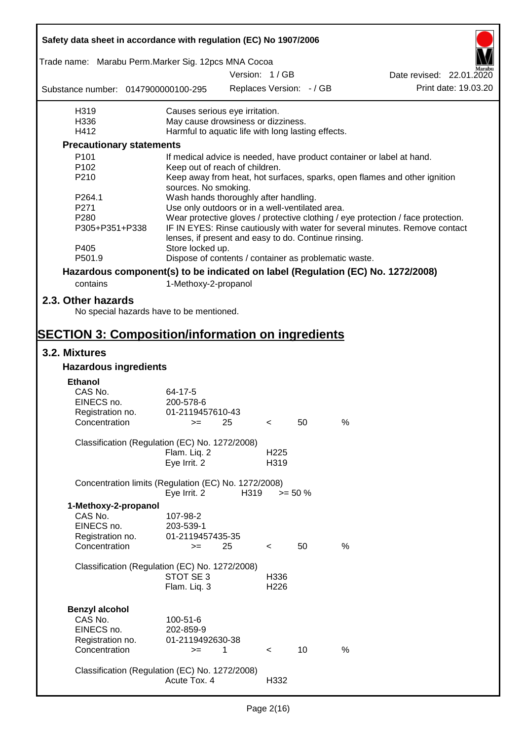| | |
|---|---|
| H319 | Causes serious eye irritation. |
| H336 | May cause drowsiness or dizziness. |
| H412 | Harmful to aquatic life with long lasting effects. |

**Precautionary statements**

| | |
|---|---|
| P101 | If medical advice is needed, have product container or label at hand. |
| P102 | Keep out of reach of children. |
| P210 | Keep away from heat, hot surfaces, sparks, open flames and other ignition sources. No smoking. |
| P264.1 | Wash hands thoroughly after handling. |
| P271 | Use only outdoors or in a well-ventilated area. |
| P280 | Wear protective gloves / protective clothing / eye protection / face protection. |
| P305+P351+P338 | IF IN EYES: Rinse cautiously with water for several minutes. Remove contact lenses, if present and easy to do. Continue rinsing. |
| P405 | Store locked up. |
| P501.9 | Dispose of contents / container as problematic waste. |

**Hazardous component(s) to be indicated on label (Regulation (EC) No. 1272/2008)**

contains 1-Methoxy-2-propanol

## 2.3. Other hazards

No special hazards have to be mentioned.

# SECTION 3: Composition/information on ingredients

## 3.2. Mixtures

### Hazardous ingredients

**Ethanol**

| | |
|---|---|
| CAS No. | 64-17-5 |
| EINECS no. | 200-578-6 |
| Registration no. | 01-2119457610-43 |
| Concentration | >= 25 < 50 % |

Classification (Regulation (EC) No. 1272/2008)

| | |
|---|---|
| Flam. Liq. 2 | H225 |
| Eye Irrit. 2 | H319 |

Concentration limits (Regulation (EC) No. 1272/2008)

| | | |
|---|---|---|
| Eye Irrit. 2 | H319 | >= 50 % |

**1-Methoxy-2-propanol**

| | |
|---|---|
| CAS No. | 107-98-2 |
| EINECS no. | 203-539-1 |
| Registration no. | 01-2119457435-35 |
| Concentration | >= 25 < 50 % |

Classification (Regulation (EC) No. 1272/2008)

| | |
|---|---|
| STOT SE 3 | H336 |
| Flam. Liq. 3 | H226 |

**Benzyl alcohol**

| | |
|---|---|
| CAS No. | 100-51-6 |
| EINECS no. | 202-859-9 |
| Registration no. | 01-2119492630-38 |
| Concentration | >= 1 < 10 % |

Classification (Regulation (EC) No. 1272/2008)

| | |
|---|---|
| Acute Tox. 4 | H332 |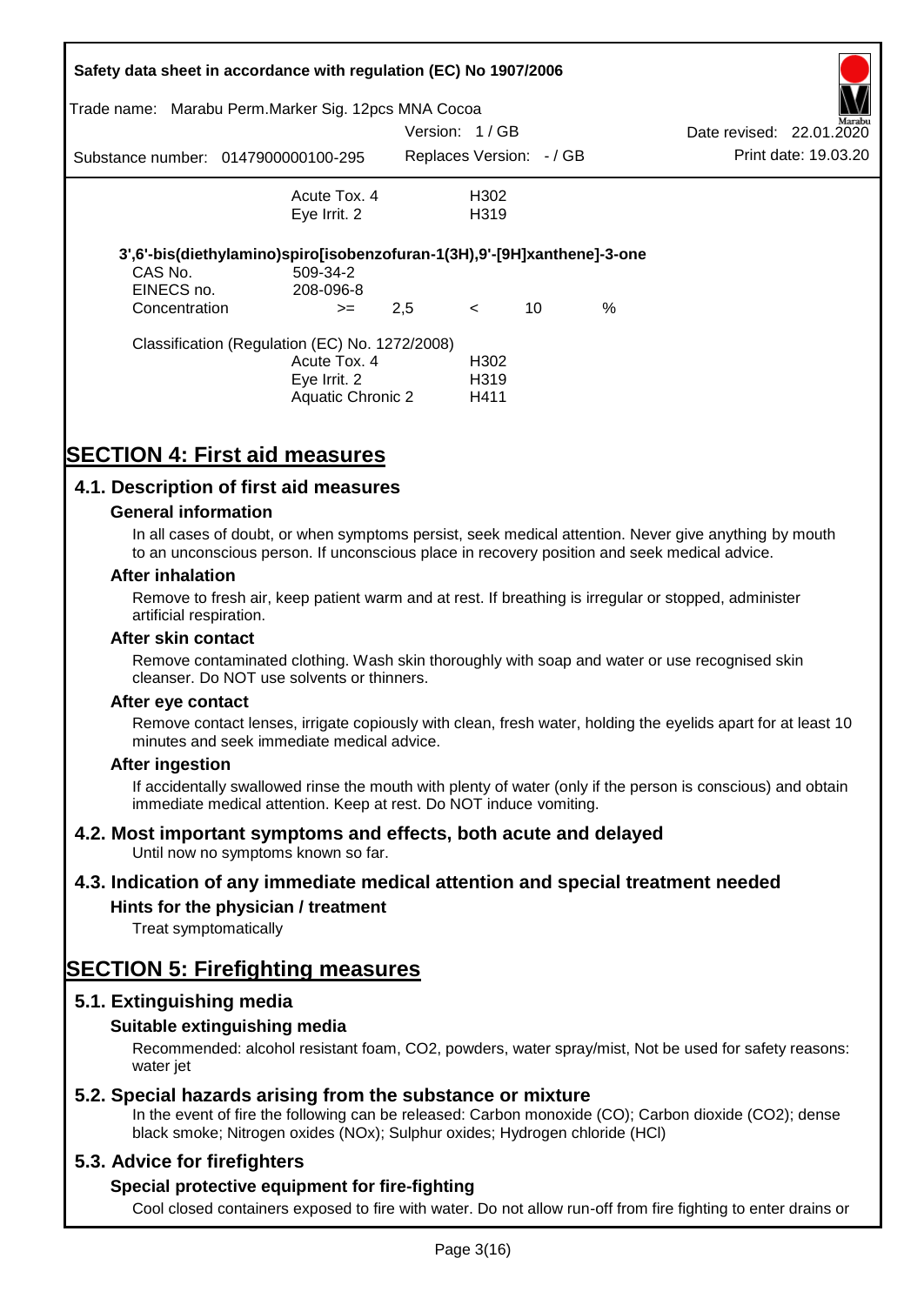| | | |
|---|---|---|
| | Acute Tox. 4 | H302 |
| | Eye Irrit. 2 | H319 |

**3',6'-bis(diethylamino)spiro[isobenzofuran-1(3H),9'-[9H]xanthene]-3-one**

| | | | | | |
|---|---|---|---|---|---|
| CAS No. | 509-34-2 | | | | |
| EINECS no. | 208-096-8 | | | | |
| Concentration | >= | 2,5 | < | 10 | % |

Classification (Regulation (EC) No. 1272/2008)

| | |
|---|---|
| Acute Tox. 4 | H302 |
| Eye Irrit. 2 | H319 |
| Aquatic Chronic 2 | H411 |

# SECTION 4: First aid measures

## 4.1. Description of first aid measures

### General information

In all cases of doubt, or when symptoms persist, seek medical attention. Never give anything by mouth to an unconscious person. If unconscious place in recovery position and seek medical advice.

### After inhalation

Remove to fresh air, keep patient warm and at rest. If breathing is irregular or stopped, administer artificial respiration.

### After skin contact

Remove contaminated clothing. Wash skin thoroughly with soap and water or use recognised skin cleanser. Do NOT use solvents or thinners.

### After eye contact

Remove contact lenses, irrigate copiously with clean, fresh water, holding the eyelids apart for at least 10 minutes and seek immediate medical advice.

### After ingestion

If accidentally swallowed rinse the mouth with plenty of water (only if the person is conscious) and obtain immediate medical attention. Keep at rest. Do NOT induce vomiting.

## 4.2. Most important symptoms and effects, both acute and delayed

Until now no symptoms known so far.

## 4.3. Indication of any immediate medical attention and special treatment needed

### Hints for the physician / treatment

Treat symptomatically

# SECTION 5: Firefighting measures

## 5.1. Extinguishing media

### Suitable extinguishing media

Recommended: alcohol resistant foam, $CO_2$, powders, water spray/mist, Not be used for safety reasons: water jet

## 5.2. Special hazards arising from the substance or mixture

In the event of fire the following can be released: Carbon monoxide (CO); Carbon dioxide ($CO_2$); dense black smoke; Nitrogen oxides ($NO_x$); Sulphur oxides; Hydrogen chloride (HCl)

## 5.3. Advice for firefighters

### Special protective equipment for fire-fighting

Cool closed containers exposed to fire with water. Do not allow run-off from fire fighting to enter drains or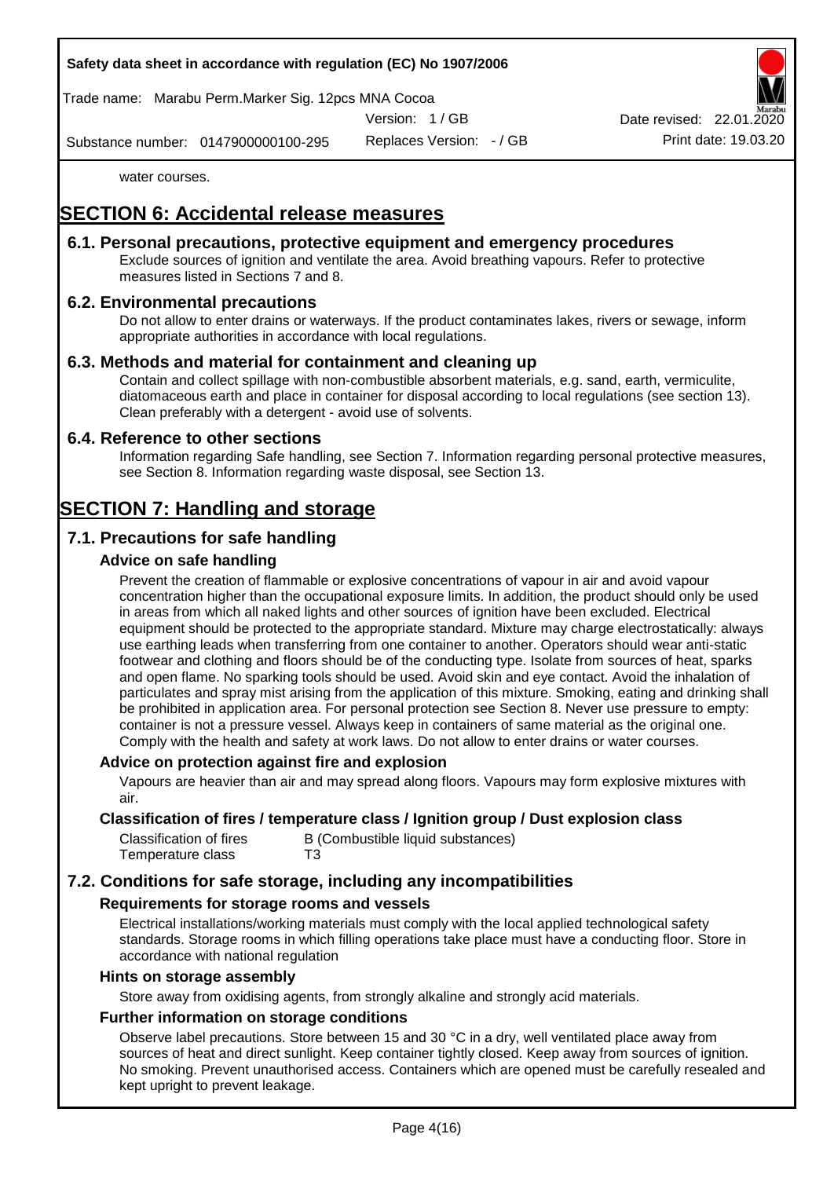water courses.

# SECTION 6: Accidental release measures

## 6.1. Personal precautions, protective equipment and emergency procedures

Exclude sources of ignition and ventilate the area. Avoid breathing vapours. Refer to protective measures listed in Sections 7 and 8.

## 6.2. Environmental precautions

Do not allow to enter drains or waterways. If the product contaminates lakes, rivers or sewage, inform appropriate authorities in accordance with local regulations.

## 6.3. Methods and material for containment and cleaning up

Contain and collect spillage with non-combustible absorbent materials, e.g. sand, earth, vermiculite, diatomaceous earth and place in container for disposal according to local regulations (see section 13). Clean preferably with a detergent - avoid use of solvents.

## 6.4. Reference to other sections

Information regarding Safe handling, see Section 7. Information regarding personal protective measures, see Section 8. Information regarding waste disposal, see Section 13.

# SECTION 7: Handling and storage

## 7.1. Precautions for safe handling

### Advice on safe handling

Prevent the creation of flammable or explosive concentrations of vapour in air and avoid vapour concentration higher than the occupational exposure limits. In addition, the product should only be used in areas from which all naked lights and other sources of ignition have been excluded. Electrical equipment should be protected to the appropriate standard. Mixture may charge electrostatically: always use earthing leads when transferring from one container to another. Operators should wear anti-static footwear and clothing and floors should be of the conducting type. Isolate from sources of heat, sparks and open flame. No sparking tools should be used. Avoid skin and eye contact. Avoid the inhalation of particulates and spray mist arising from the application of this mixture. Smoking, eating and drinking shall be prohibited in application area. For personal protection see Section 8. Never use pressure to empty: container is not a pressure vessel. Always keep in containers of same material as the original one. Comply with the health and safety at work laws. Do not allow to enter drains or water courses.

### Advice on protection against fire and explosion

Vapours are heavier than air and may spread along floors. Vapours may form explosive mixtures with air.

### Classification of fires / temperature class / Ignition group / Dust explosion class

| | |
|---|---|
| Classification of fires | B (Combustible liquid substances) |
| Temperature class | T3 |

## 7.2. Conditions for safe storage, including any incompatibilities

### Requirements for storage rooms and vessels

Electrical installations/working materials must comply with the local applied technological safety standards. Storage rooms in which filling operations take place must have a conducting floor. Store in accordance with national regulation

### Hints on storage assembly

Store away from oxidising agents, from strongly alkaline and strongly acid materials.

### Further information on storage conditions

Observe label precautions. Store between 15 and 30 °C in a dry, well ventilated place away from sources of heat and direct sunlight. Keep container tightly closed. Keep away from sources of ignition. No smoking. Prevent unauthorised access. Containers which are opened must be carefully resealed and kept upright to prevent leakage.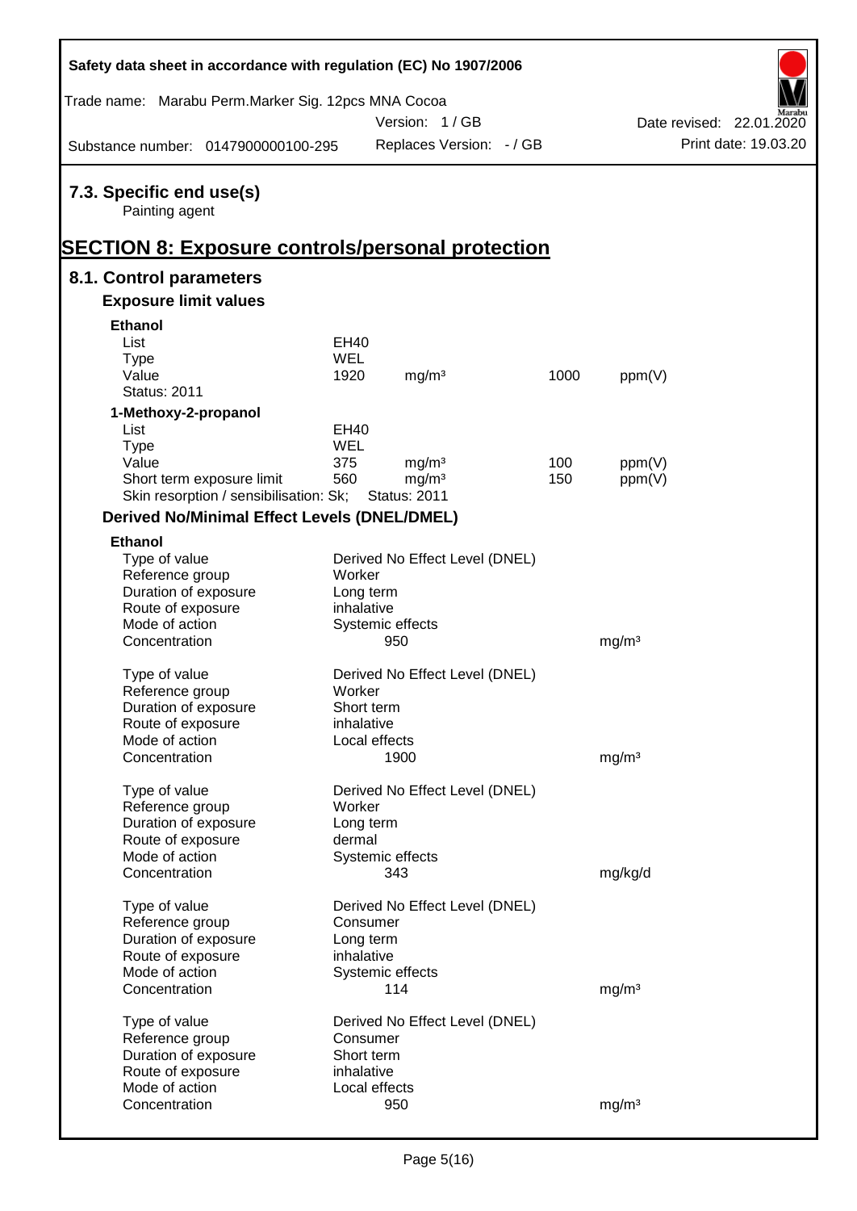## 7.3. Specific end use(s)

Painting agent

# SECTION 8: Exposure controls/personal protection

## 8.1. Control parameters

### Exposure limit values

**Ethanol**

| | | | | |
|---|---|---|---|---|
| List | EH40 | | | |
| Type | WEL | | | |
| Value | 1920 | mg/m³ | 1000 | ppm(V) |
| Status: 2011 | | | | |

**1-Methoxy-2-propanol**

| | | | | |
|---|---|---|---|---|
| List | EH40 | | | |
| Type | WEL | | | |
| Value | 375 | mg/m³ | 100 | ppm(V) |
| Short term exposure limit | 560 | mg/m³ | 150 | ppm(V) |
| Skin resorption / sensibilisation: Sk; | Status: 2011 | | | |

### Derived No/Minimal Effect Levels (DNEL/DMEL)

**Ethanol**

| | | |
|---|---|---|
| Type of value | Derived No Effect Level (DNEL) | |
| Reference group | Worker | |
| Duration of exposure | Long term | |
| Route of exposure | inhalative | |
| Mode of action | Systemic effects | |
| Concentration | 950 | mg/m³ |

| | | |
|---|---|---|
| Type of value | Derived No Effect Level (DNEL) | |
| Reference group | Worker | |
| Duration of exposure | Short term | |
| Route of exposure | inhalative | |
| Mode of action | Local effects | |
| Concentration | 1900 | mg/m³ |

| | | |
|---|---|---|
| Type of value | Derived No Effect Level (DNEL) | |
| Reference group | Worker | |
| Duration of exposure | Long term | |
| Route of exposure | dermal | |
| Mode of action | Systemic effects | |
| Concentration | 343 | mg/kg/d |

| | | |
|---|---|---|
| Type of value | Derived No Effect Level (DNEL) | |
| Reference group | Consumer | |
| Duration of exposure | Long term | |
| Route of exposure | inhalative | |
| Mode of action | Systemic effects | |
| Concentration | 114 | mg/m³ |

| | | |
|---|---|---|
| Type of value | Derived No Effect Level (DNEL) | |
| Reference group | Consumer | |
| Duration of exposure | Short term | |
| Route of exposure | inhalative | |
| Mode of action | Local effects | |
| Concentration | 950 | mg/m³ |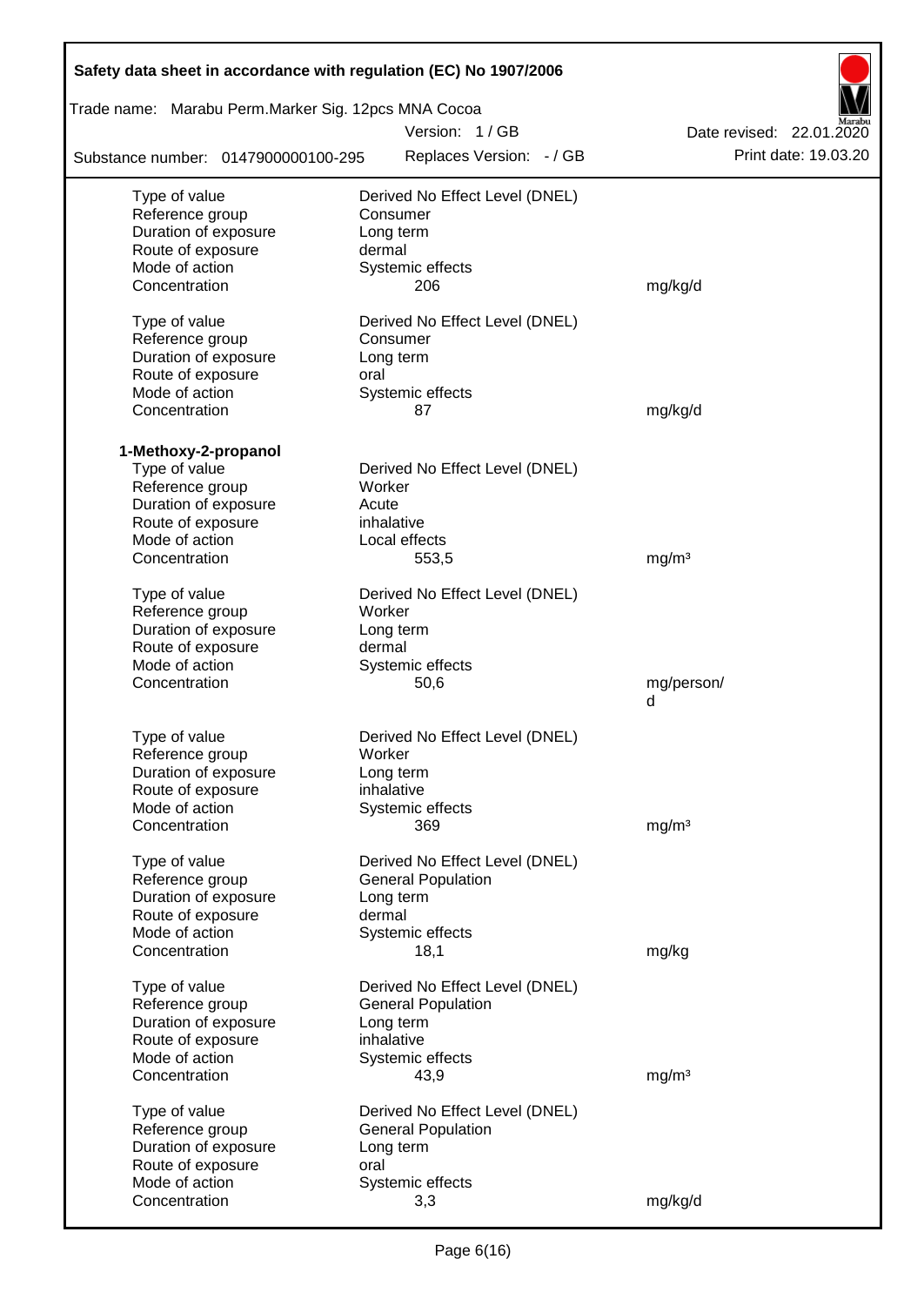| | | |
|---|---|---|
| Type of value | Derived No Effect Level (DNEL) | |
| Reference group | Consumer | |
| Duration of exposure | Long term | |
| Route of exposure | dermal | |
| Mode of action | Systemic effects | |
| Concentration | 206 | mg/kg/d |
| | | |
| Type of value | Derived No Effect Level (DNEL) | |
| Reference group | Consumer | |
| Duration of exposure | Long term | |
| Route of exposure | oral | |
| Mode of action | Systemic effects | |
| Concentration | 87 | mg/kg/d |

**1-Methoxy-2-propanol**

| | | |
|---|---|---|
| Type of value | Derived No Effect Level (DNEL) | |
| Reference group | Worker | |
| Duration of exposure | Acute | |
| Route of exposure | inhalative | |
| Mode of action | Local effects | |
| Concentration | 553,5 | mg/m³ |
| | | |
| Type of value | Derived No Effect Level (DNEL) | |
| Reference group | Worker | |
| Duration of exposure | Long term | |
| Route of exposure | dermal | |
| Mode of action | Systemic effects | |
| Concentration | 50,6 | mg/person/d |
| | | |
| Type of value | Derived No Effect Level (DNEL) | |
| Reference group | Worker | |
| Duration of exposure | Long term | |
| Route of exposure | inhalative | |
| Mode of action | Systemic effects | |
| Concentration | 369 | mg/m³ |
| | | |
| Type of value | Derived No Effect Level (DNEL) | |
| Reference group | General Population | |
| Duration of exposure | Long term | |
| Route of exposure | dermal | |
| Mode of action | Systemic effects | |
| Concentration | 18,1 | mg/kg |
| | | |
| Type of value | Derived No Effect Level (DNEL) | |
| Reference group | General Population | |
| Duration of exposure | Long term | |
| Route of exposure | inhalative | |
| Mode of action | Systemic effects | |
| Concentration | 43,9 | mg/m³ |
| | | |
| Type of value | Derived No Effect Level (DNEL) | |
| Reference group | General Population | |
| Duration of exposure | Long term | |
| Route of exposure | oral | |
| Mode of action | Systemic effects | |
| Concentration | 3,3 | mg/kg/d |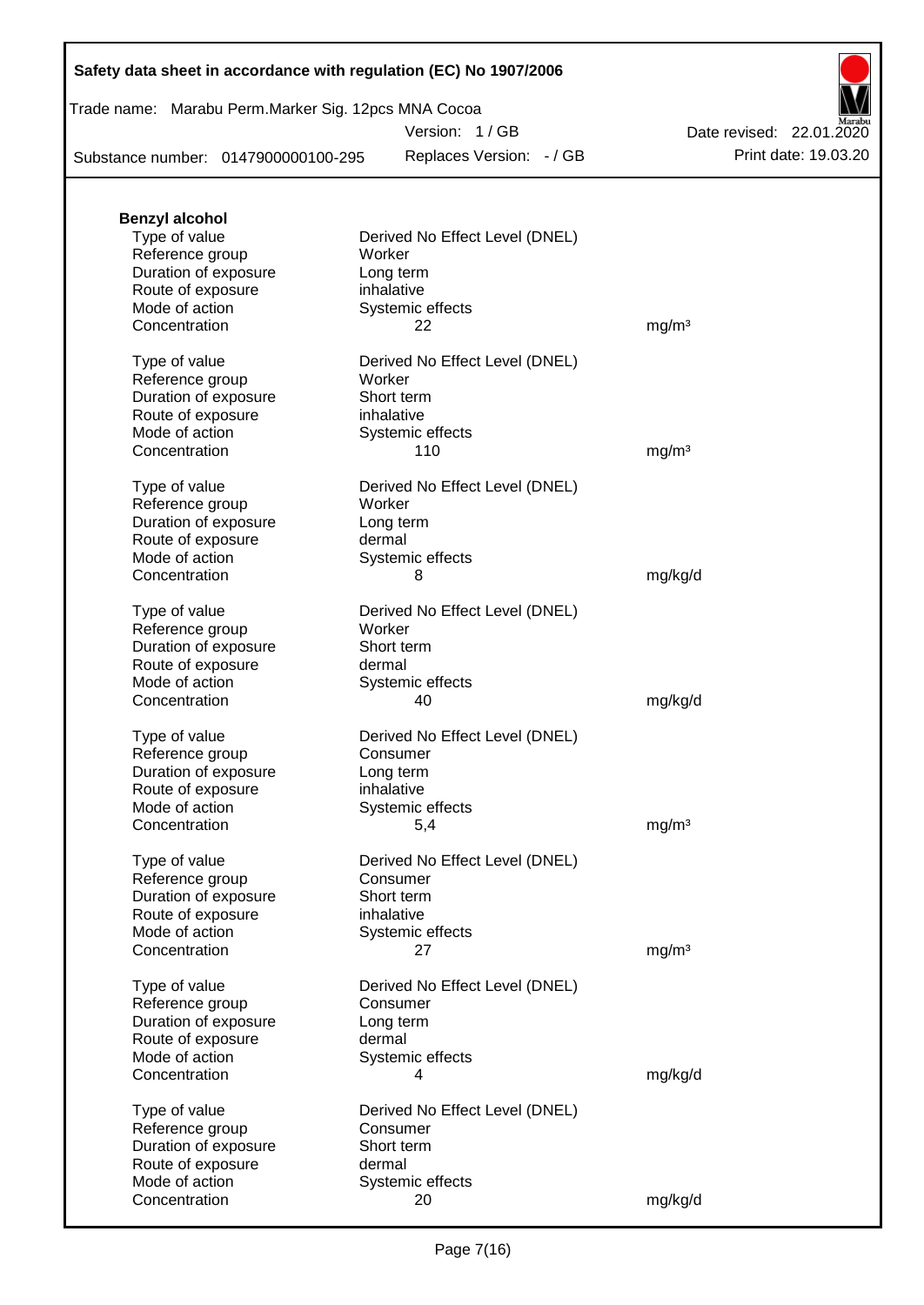**Benzyl alcohol**

| | | |
|---|---|---|
| Type of value | Derived No Effect Level (DNEL) | |
| Reference group | Worker | |
| Duration of exposure | Long term | |
| Route of exposure | inhalative | |
| Mode of action | Systemic effects | |
| Concentration | 22 | mg/m³ |

| | | |
|---|---|---|
| Type of value | Derived No Effect Level (DNEL) | |
| Reference group | Worker | |
| Duration of exposure | Short term | |
| Route of exposure | inhalative | |
| Mode of action | Systemic effects | |
| Concentration | 110 | mg/m³ |

| | | |
|---|---|---|
| Type of value | Derived No Effect Level (DNEL) | |
| Reference group | Worker | |
| Duration of exposure | Long term | |
| Route of exposure | dermal | |
| Mode of action | Systemic effects | |
| Concentration | 8 | mg/kg/d |

| | | |
|---|---|---|
| Type of value | Derived No Effect Level (DNEL) | |
| Reference group | Worker | |
| Duration of exposure | Short term | |
| Route of exposure | dermal | |
| Mode of action | Systemic effects | |
| Concentration | 40 | mg/kg/d |

| | | |
|---|---|---|
| Type of value | Derived No Effect Level (DNEL) | |
| Reference group | Consumer | |
| Duration of exposure | Long term | |
| Route of exposure | inhalative | |
| Mode of action | Systemic effects | |
| Concentration | 5,4 | mg/m³ |

| | | |
|---|---|---|
| Type of value | Derived No Effect Level (DNEL) | |
| Reference group | Consumer | |
| Duration of exposure | Short term | |
| Route of exposure | inhalative | |
| Mode of action | Systemic effects | |
| Concentration | 27 | mg/m³ |

| | | |
|---|---|---|
| Type of value | Derived No Effect Level (DNEL) | |
| Reference group | Consumer | |
| Duration of exposure | Long term | |
| Route of exposure | dermal | |
| Mode of action | Systemic effects | |
| Concentration | 4 | mg/kg/d |

| | | |
|---|---|---|
| Type of value | Derived No Effect Level (DNEL) | |
| Reference group | Consumer | |
| Duration of exposure | Short term | |
| Route of exposure | dermal | |
| Mode of action | Systemic effects | |
| Concentration | 20 | mg/kg/d |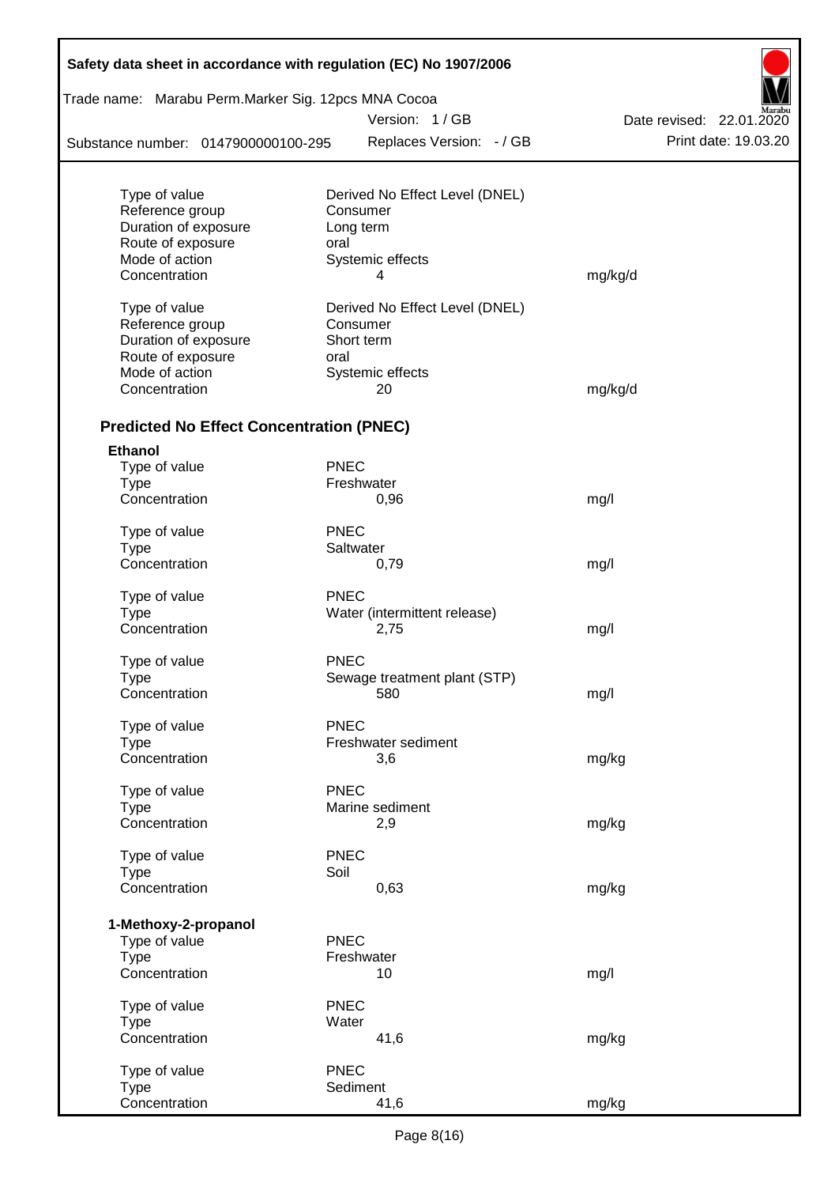| | | |
|---|---|---|
| Type of value | Derived No Effect Level (DNEL) | |
| Reference group | Consumer | |
| Duration of exposure | Long term | |
| Route of exposure | oral | |
| Mode of action | Systemic effects | |
| Concentration | 4 | mg/kg/d |

| | | |
|---|---|---|
| Type of value | Derived No Effect Level (DNEL) | |
| Reference group | Consumer | |
| Duration of exposure | Short term | |
| Route of exposure | oral | |
| Mode of action | Systemic effects | |
| Concentration | 20 | mg/kg/d |

### Predicted No Effect Concentration (PNEC)

**Ethanol**

| | | |
|---|---|---|
| Type of value | PNEC | |
| Type | Freshwater | |
| Concentration | 0,96 | mg/l |

| | | |
|---|---|---|
| Type of value | PNEC | |
| Type | Saltwater | |
| Concentration | 0,79 | mg/l |

| | | |
|---|---|---|
| Type of value | PNEC | |
| Type | Water (intermittent release) | |
| Concentration | 2,75 | mg/l |

| | | |
|---|---|---|
| Type of value | PNEC | |
| Type | Sewage treatment plant (STP) | |
| Concentration | 580 | mg/l |

| | | |
|---|---|---|
| Type of value | PNEC | |
| Type | Freshwater sediment | |
| Concentration | 3,6 | mg/kg |

| | | |
|---|---|---|
| Type of value | PNEC | |
| Type | Marine sediment | |
| Concentration | 2,9 | mg/kg |

| | | |
|---|---|---|
| Type of value | PNEC | |
| Type | Soil | |
| Concentration | 0,63 | mg/kg |

**1-Methoxy-2-propanol**

| | | |
|---|---|---|
| Type of value | PNEC | |
| Type | Freshwater | |
| Concentration | 10 | mg/l |

| | | |
|---|---|---|
| Type of value | PNEC | |
| Type | Water | |
| Concentration | 41,6 | mg/kg |

| | | |
|---|---|---|
| Type of value | PNEC | |
| Type | Sediment | |
| Concentration | 41,6 | mg/kg |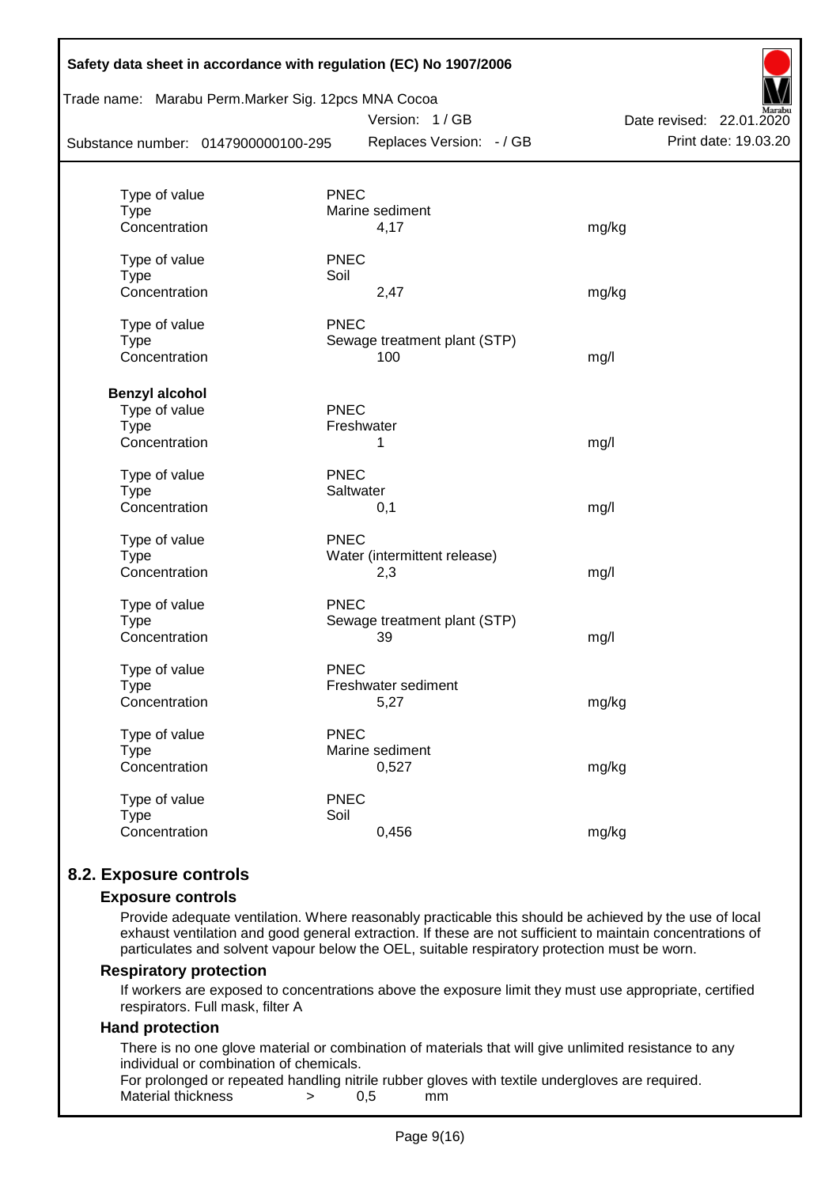| | | |
|---|---|---|
| Type of value | PNEC | |
| Type | Marine sediment | |
| Concentration | 4,17 | mg/kg |
| | | |
| Type of value | PNEC | |
| Type | Soil | |
| Concentration | 2,47 | mg/kg |
| | | |
| Type of value | PNEC | |
| Type | Sewage treatment plant (STP) | |
| Concentration | 100 | mg/l |

**Benzyl alcohol**

| | | |
|---|---|---|
| Type of value | PNEC | |
| Type | Freshwater | |
| Concentration | 1 | mg/l |
| | | |
| Type of value | PNEC | |
| Type | Saltwater | |
| Concentration | 0,1 | mg/l |
| | | |
| Type of value | PNEC | |
| Type | Water (intermittent release) | |
| Concentration | 2,3 | mg/l |
| | | |
| Type of value | PNEC | |
| Type | Sewage treatment plant (STP) | |
| Concentration | 39 | mg/l |
| | | |
| Type of value | PNEC | |
| Type | Freshwater sediment | |
| Concentration | 5,27 | mg/kg |
| | | |
| Type of value | PNEC | |
| Type | Marine sediment | |
| Concentration | 0,527 | mg/kg |
| | | |
| Type of value | PNEC | |
| Type | Soil | |
| Concentration | 0,456 | mg/kg |

## 8.2. Exposure controls

### Exposure controls

Provide adequate ventilation. Where reasonably practicable this should be achieved by the use of local exhaust ventilation and good general extraction. If these are not sufficient to maintain concentrations of particulates and solvent vapour below the OEL, suitable respiratory protection must be worn.

### Respiratory protection

If workers are exposed to concentrations above the exposure limit they must use appropriate, certified respirators. Full mask, filter A

### Hand protection

There is no one glove material or combination of materials that will give unlimited resistance to any individual or combination of chemicals.

For prolonged or repeated handling nitrile rubber gloves with textile undergloves are required.

Material thickness > 0,5 mm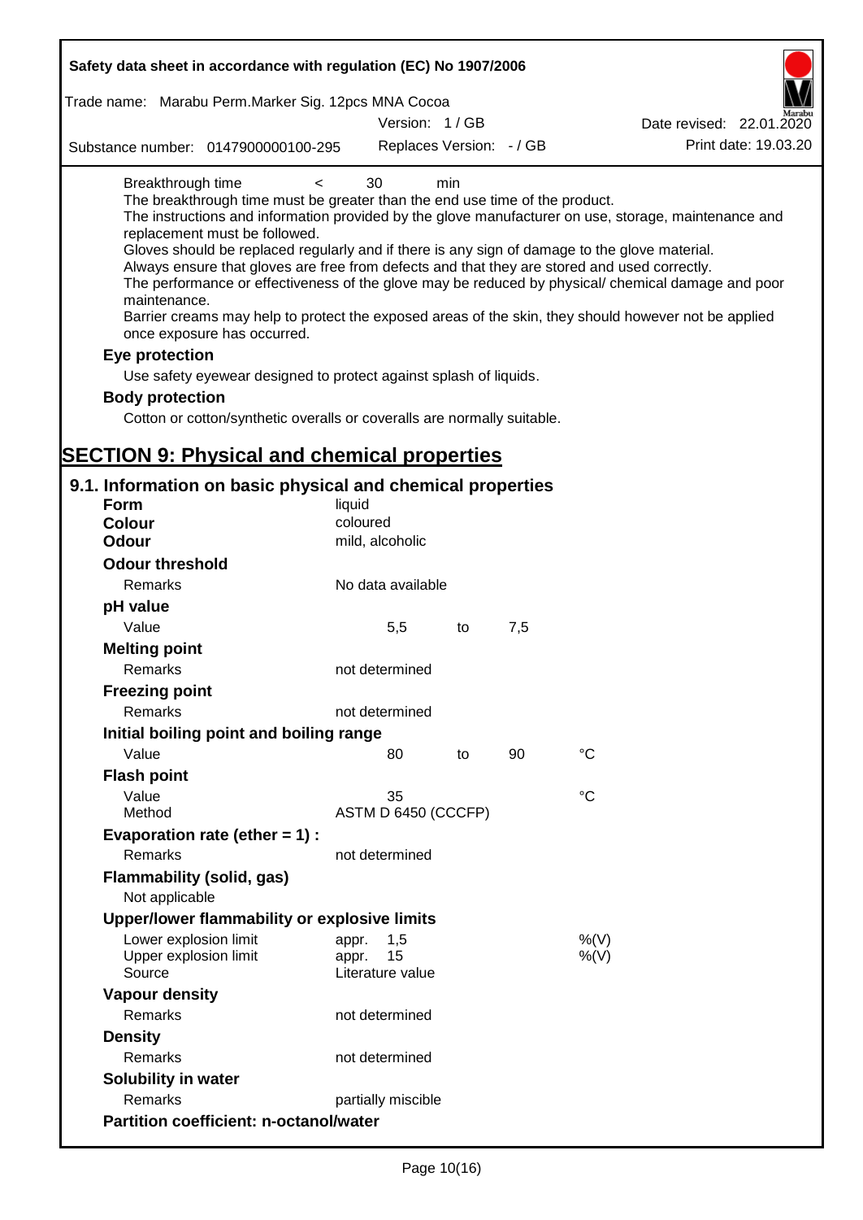Breakthrough time < 30 min

The breakthrough time must be greater than the end use time of the product.

The instructions and information provided by the glove manufacturer on use, storage, maintenance and replacement must be followed.

Gloves should be replaced regularly and if there is any sign of damage to the glove material.

Always ensure that gloves are free from defects and that they are stored and used correctly.

The performance or effectiveness of the glove may be reduced by physical/ chemical damage and poor maintenance.

Barrier creams may help to protect the exposed areas of the skin, they should however not be applied once exposure has occurred.

**Eye protection**

Use safety eyewear designed to protect against splash of liquids.

**Body protection**

Cotton or cotton/synthetic overalls or coveralls are normally suitable.

# SECTION 9: Physical and chemical properties

## 9.1. Information on basic physical and chemical properties

| | | | | |
|---|---|---|---|---|
| **Form** | liquid | | | |
| **Colour** | coloured | | | |
| **Odour** | mild, alcoholic | | | |
| **Odour threshold** | | | | |
| Remarks | No data available | | | |
| **pH value** | | | | |
| Value | 5,5 | to | 7,5 | |
| **Melting point** | | | | |
| Remarks | not determined | | | |
| **Freezing point** | | | | |
| Remarks | not determined | | | |
| **Initial boiling point and boiling range** | | | | |
| Value | 80 | to | 90 | °C |
| **Flash point** | | | | |
| Value | 35 | | | °C |
| Method | ASTM D 6450 (CCCFP) | | | |
| **Evaporation rate (ether = 1) :** | | | | |
| Remarks | not determined | | | |
| **Flammability (solid, gas)** | | | | |
| Not applicable | | | | |
| **Upper/lower flammability or explosive limits** | | | | |
| Lower explosion limit | appr. 1,5 | | | %(V) |
| Upper explosion limit | appr. 15 | | | %(V) |
| Source | Literature value | | | |
| **Vapour density** | | | | |
| Remarks | not determined | | | |
| **Density** | | | | |
| Remarks | not determined | | | |
| **Solubility in water** | | | | |
| Remarks | partially miscible | | | |
| **Partition coefficient: n-octanol/water** | | | | |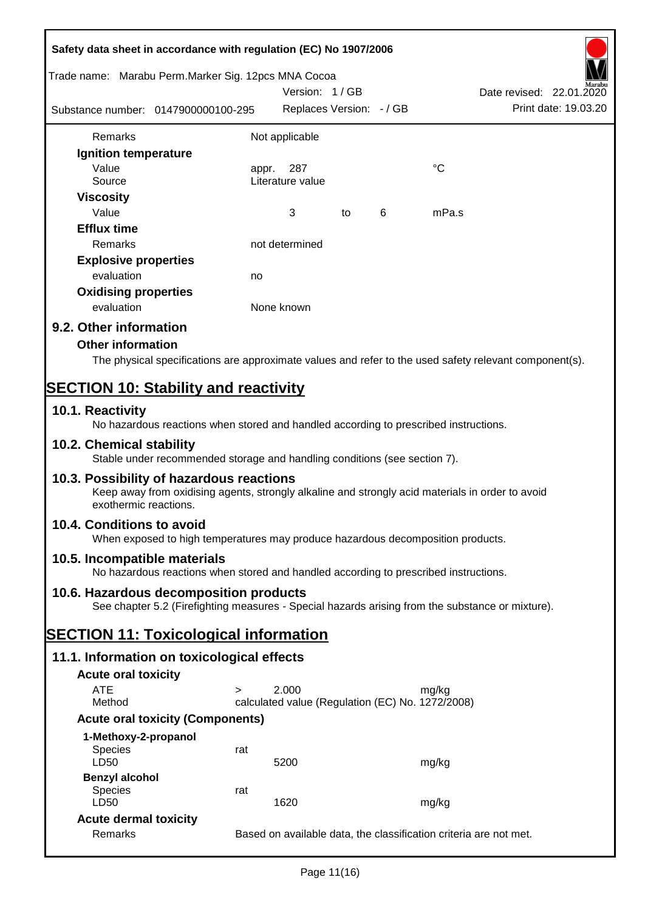| | | | | |
|---|---|---|---|---|
| Remarks | Not applicable | | | |
| **Ignition temperature** | | | | |
| Value | appr. 287 | | | °C |
| Source | Literature value | | | |
| **Viscosity** | | | | |
| Value | 3 | to | 6 | mPa.s |
| **Efflux time** | | | | |
| Remarks | not determined | | | |
| **Explosive properties** | | | | |
| evaluation | no | | | |
| **Oxidising properties** | | | | |
| evaluation | None known | | | |

## 9.2. Other information

### Other information

The physical specifications are approximate values and refer to the used safety relevant component(s).

# SECTION 10: Stability and reactivity

## 10.1. Reactivity

No hazardous reactions when stored and handled according to prescribed instructions.

## 10.2. Chemical stability

Stable under recommended storage and handling conditions (see section 7).

## 10.3. Possibility of hazardous reactions

Keep away from oxidising agents, strongly alkaline and strongly acid materials in order to avoid exothermic reactions.

## 10.4. Conditions to avoid

When exposed to high temperatures may produce hazardous decomposition products.

## 10.5. Incompatible materials

No hazardous reactions when stored and handled according to prescribed instructions.

## 10.6. Hazardous decomposition products

See chapter 5.2 (Firefighting measures - Special hazards arising from the substance or mixture).

# SECTION 11: Toxicological information

## 11.1. Information on toxicological effects

### Acute oral toxicity

| | | | |
|---|---|---|---|
| ATE | > | 2.000 | mg/kg |
| Method | | calculated value (Regulation (EC) No. 1272/2008) | |

### Acute oral toxicity (Components)

**1-Methoxy-2-propanol**

| | | | |
|---|---|---|---|
| Species | rat | | |
| LD50 | | 5200 | mg/kg |

**Benzyl alcohol**

| | | | |
|---|---|---|---|
| Species | rat | | |
| LD50 | | 1620 | mg/kg |

### Acute dermal toxicity

| | |
|---|---|
| Remarks | Based on available data, the classification criteria are not met. |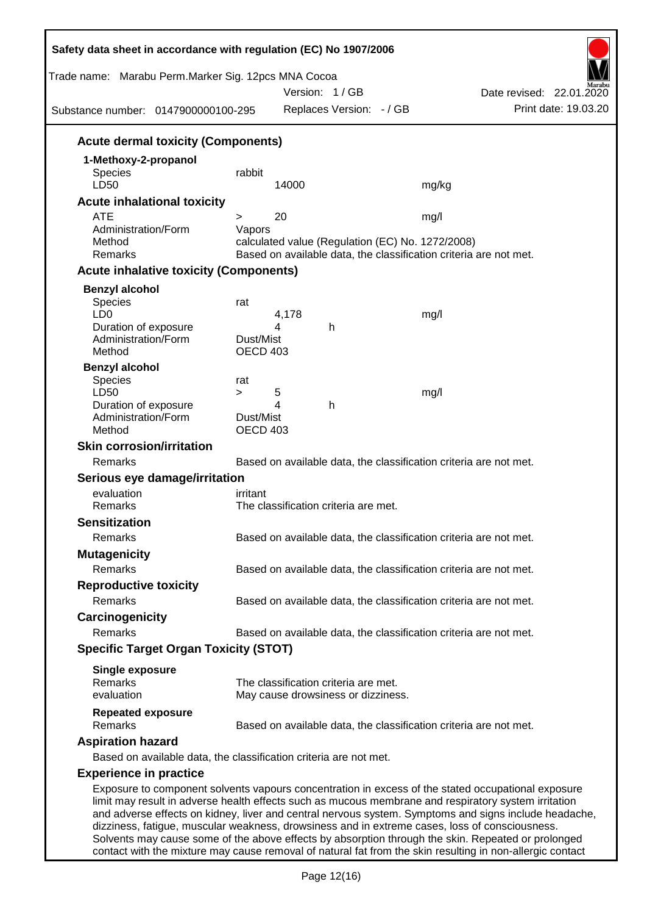### Acute dermal toxicity (Components)

**1-Methoxy-2-propanol**

| | | | |
|---|---|---|---|
| Species | rabbit | | |
| LD50 | 14000 | | mg/kg |

### Acute inhalational toxicity

| | | | |
|---|---|---|---|
| ATE | > 20 | | mg/l |
| Administration/Form | Vapors | | |
| Method | calculated value (Regulation (EC) No. 1272/2008) | | |
| Remarks | Based on available data, the classification criteria are not met. | | |

### Acute inhalative toxicity (Components)

**Benzyl alcohol**

| | | | |
|---|---|---|---|
| Species | rat | | |
| LD0 | 4,178 | | mg/l |
| Duration of exposure | 4 | h | |
| Administration/Form | Dust/Mist | | |
| Method | OECD 403 | | |

**Benzyl alcohol**

| | | | |
|---|---|---|---|
| Species | rat | | |
| LD50 | > 5 | | mg/l |
| Duration of exposure | 4 | h | |
| Administration/Form | Dust/Mist | | |
| Method | OECD 403 | | |

### Skin corrosion/irritation

| | |
|---|---|
| Remarks | Based on available data, the classification criteria are not met. |

### Serious eye damage/irritation

| | |
|---|---|
| evaluation | irritant |
| Remarks | The classification criteria are met. |

### Sensitization

| | |
|---|---|
| Remarks | Based on available data, the classification criteria are not met. |

### Mutagenicity

| | |
|---|---|
| Remarks | Based on available data, the classification criteria are not met. |

### Reproductive toxicity

| | |
|---|---|
| Remarks | Based on available data, the classification criteria are not met. |

### Carcinogenicity

| | |
|---|---|
| Remarks | Based on available data, the classification criteria are not met. |

### Specific Target Organ Toxicity (STOT)

**Single exposure**

| | |
|---|---|
| Remarks | The classification criteria are met. |
| evaluation | May cause drowsiness or dizziness. |

**Repeated exposure**

| | |
|---|---|
| Remarks | Based on available data, the classification criteria are not met. |

### Aspiration hazard

Based on available data, the classification criteria are not met.

### Experience in practice

Exposure to component solvents vapours concentration in excess of the stated occupational exposure limit may result in adverse health effects such as mucous membrane and respiratory system irritation and adverse effects on kidney, liver and central nervous system. Symptoms and signs include headache, dizziness, fatigue, muscular weakness, drowsiness and in extreme cases, loss of consciousness. Solvents may cause some of the above effects by absorption through the skin. Repeated or prolonged contact with the mixture may cause removal of natural fat from the skin resulting in non-allergic contact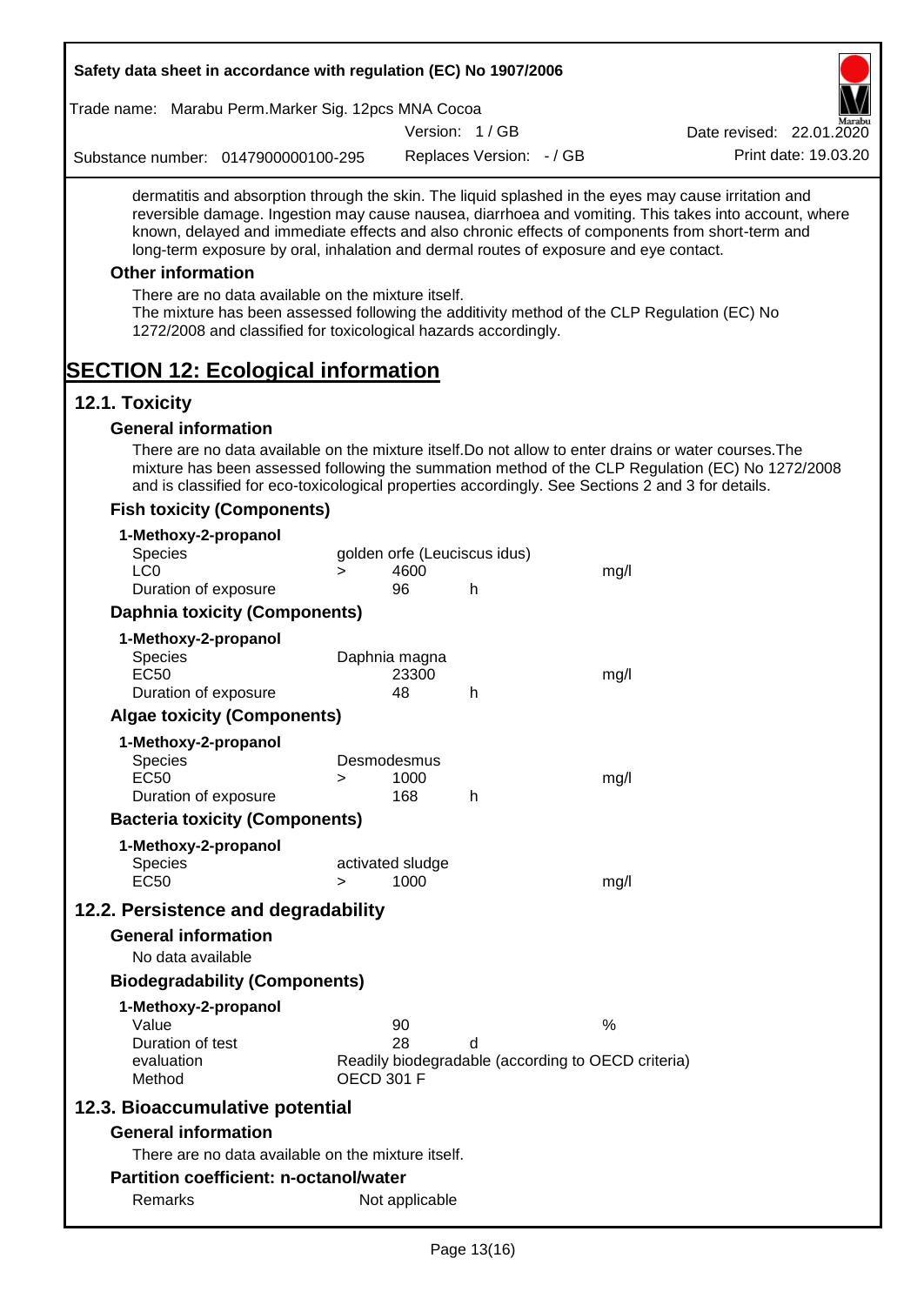dermatitis and absorption through the skin. The liquid splashed in the eyes may cause irritation and reversible damage. Ingestion may cause nausea, diarrhoea and vomiting. This takes into account, where known, delayed and immediate effects and also chronic effects of components from short-term and long-term exposure by oral, inhalation and dermal routes of exposure and eye contact.

### Other information

There are no data available on the mixture itself.
The mixture has been assessed following the additivity method of the CLP Regulation (EC) No 1272/2008 and classified for toxicological hazards accordingly.

# SECTION 12: Ecological information

## 12.1. Toxicity

### General information

There are no data available on the mixture itself.Do not allow to enter drains or water courses.The mixture has been assessed following the summation method of the CLP Regulation (EC) No 1272/2008 and is classified for eco-toxicological properties accordingly. See Sections 2 and 3 for details.

### Fish toxicity (Components)

**1-Methoxy-2-propanol**

| | | | | |
|---|---|---|---|---|
| Species | golden orfe (Leuciscus idus) | | | |
| LC0 | > | 4600 | | mg/l |
| Duration of exposure | | 96 | h | |

### Daphnia toxicity (Components)

**1-Methoxy-2-propanol**

| | | | | |
|---|---|---|---|---|
| Species | Daphnia magna | | | |
| EC50 | | 23300 | | mg/l |
| Duration of exposure | | 48 | h | |

### Algae toxicity (Components)

**1-Methoxy-2-propanol**

| | | | | |
|---|---|---|---|---|
| Species | Desmodesmus | | | |
| EC50 | > | 1000 | | mg/l |
| Duration of exposure | | 168 | h | |

### Bacteria toxicity (Components)

**1-Methoxy-2-propanol**

| | | | | |
|---|---|---|---|---|
| Species | activated sludge | | | |
| EC50 | > | 1000 | | mg/l |

## 12.2. Persistence and degradability

### General information

No data available

### Biodegradability (Components)

**1-Methoxy-2-propanol**

| | | | |
|---|---|---|---|
| Value | 90 | | % |
| Duration of test | 28 | d | |
| evaluation | Readily biodegradable (according to OECD criteria) | | |
| Method | OECD 301 F | | |

## 12.3. Bioaccumulative potential

### General information

There are no data available on the mixture itself.

### Partition coefficient: n-octanol/water

| | |
|---|---|
| Remarks | Not applicable |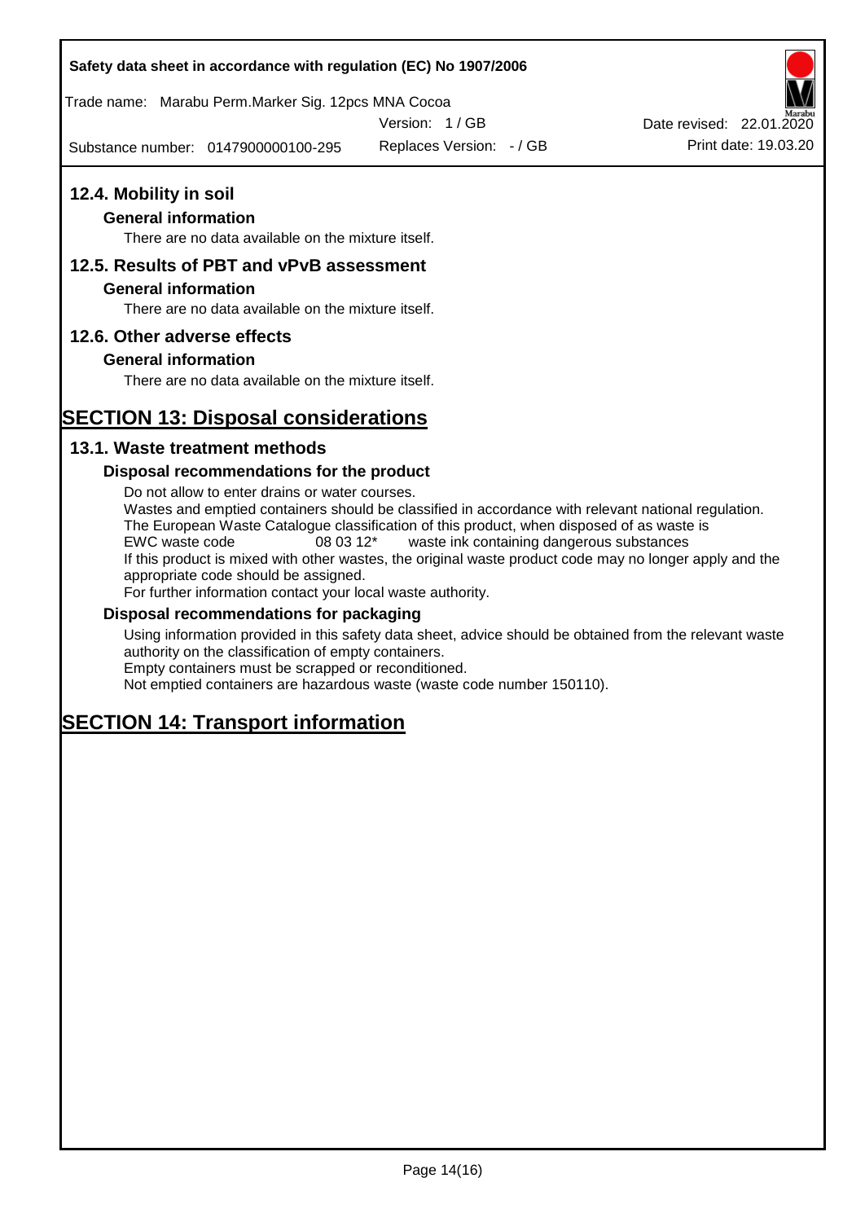### 12.4. Mobility in soil

**General information**

There are no data available on the mixture itself.

### 12.5. Results of PBT and vPvB assessment

**General information**

There are no data available on the mixture itself.

### 12.6. Other adverse effects

**General information**

There are no data available on the mixture itself.

## SECTION 13: Disposal considerations

### 13.1. Waste treatment methods

**Disposal recommendations for the product**

Do not allow to enter drains or water courses.
Wastes and emptied containers should be classified in accordance with relevant national regulation.
The European Waste Catalogue classification of this product, when disposed of as waste is
EWC waste code 08 03 12* waste ink containing dangerous substances
If this product is mixed with other wastes, the original waste product code may no longer apply and the appropriate code should be assigned.
For further information contact your local waste authority.

**Disposal recommendations for packaging**

Using information provided in this safety data sheet, advice should be obtained from the relevant waste authority on the classification of empty containers.
Empty containers must be scrapped or reconditioned.
Not emptied containers are hazardous waste (waste code number 150110).

## SECTION 14: Transport information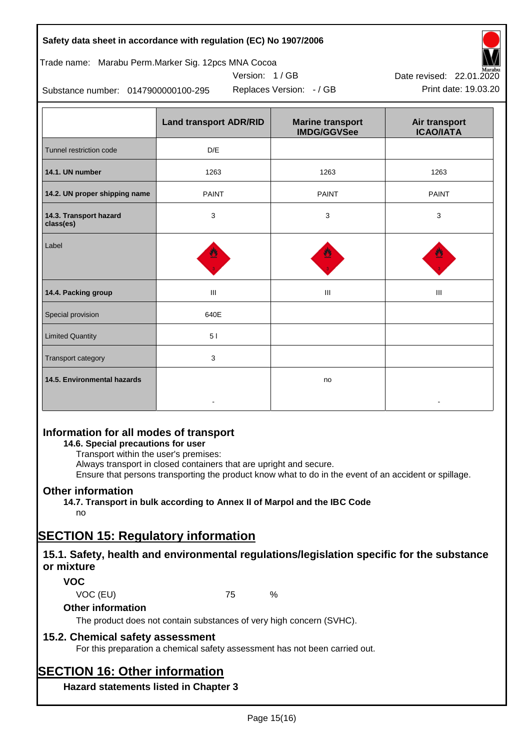Safety data sheet in accordance with regulation (EC) No 1907/2006

Trade name: Marabu Perm.Marker Sig. 12pcs MNA Cocoa

Version: 1 / GB

Date revised: 22.01.2020

Substance number: 0147900000100-295

Replaces Version: - / GB

Print date: 19.03.20

| | Land transport ADR/RID | Marine transport IMDG/GGVSee | Air transport ICAO/IATA |
|---|---|---|---|
| Tunnel restriction code | D/E | | |
| 14.1. UN number | 1263 | 1263 | 1263 |
| 14.2. UN proper shipping name | PAINT | PAINT | PAINT |
| 14.3. Transport hazard class(es) | 3 | 3 | 3 |
| Label | | | |
| 14.4. Packing group | III | III | III |
| Special provision | 640E | | |
| Limited Quantity | 5 l | | |
| Transport category | 3 | | |
| 14.5. Environmental hazards | - | no | - |

## Information for all modes of transport

**14.6. Special precautions for user**

Transport within the user's premises:
Always transport in closed containers that are upright and secure.
Ensure that persons transporting the product know what to do in the event of an accident or spillage.

## Other information

**14.7. Transport in bulk according to Annex II of Marpol and the IBC Code**

no

# SECTION 15: Regulatory information

## 15.1. Safety, health and environmental regulations/legislation specific for the substance or mixture

### VOC

VOC (EU) 75 %

### Other information

The product does not contain substances of very high concern (SVHC).

## 15.2. Chemical safety assessment

For this preparation a chemical safety assessment has not been carried out.

# SECTION 16: Other information

### Hazard statements listed in Chapter 3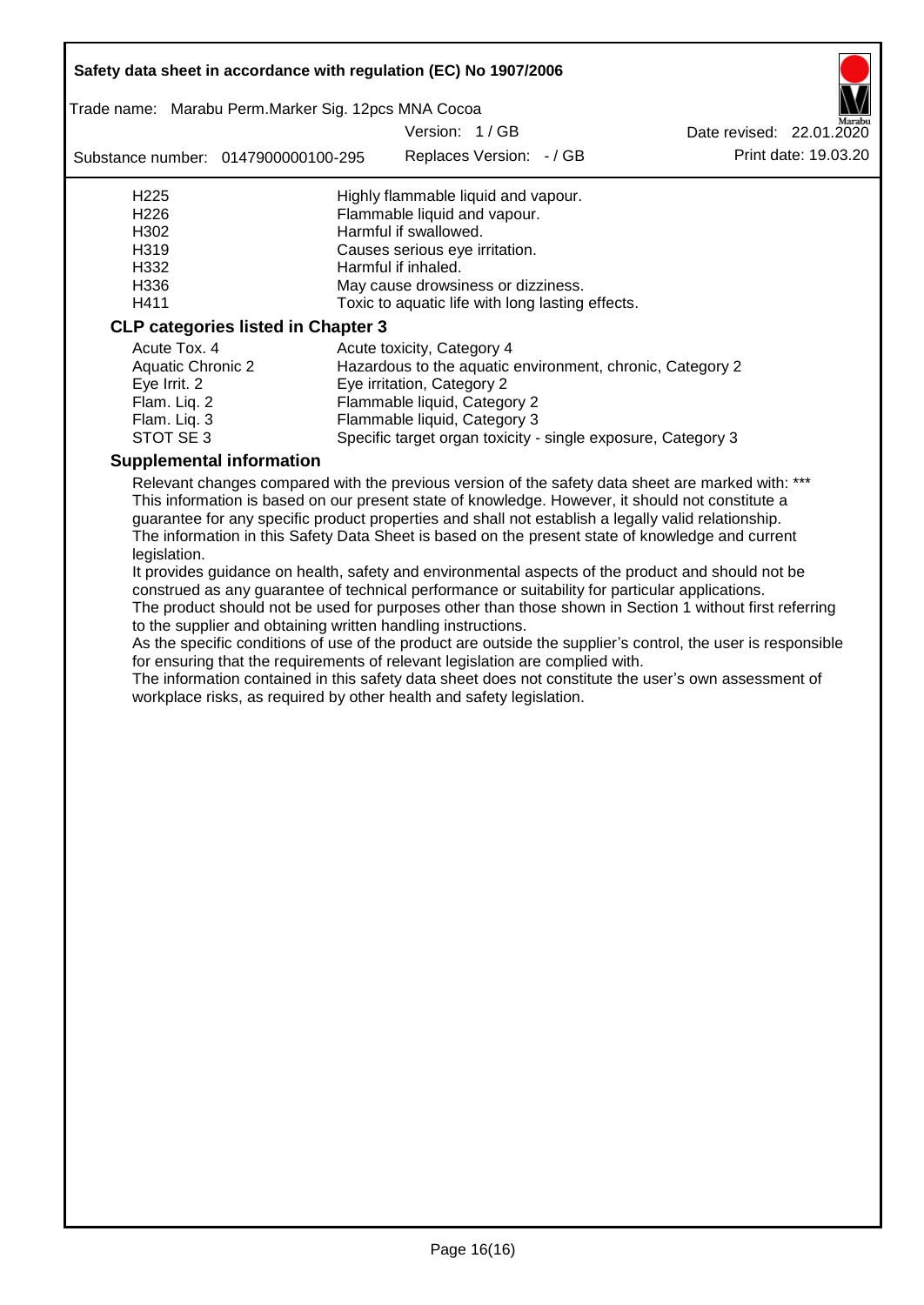| | |
|---|---|
| H225 | Highly flammable liquid and vapour. |
| H226 | Flammable liquid and vapour. |
| H302 | Harmful if swallowed. |
| H319 | Causes serious eye irritation. |
| H332 | Harmful if inhaled. |
| H336 | May cause drowsiness or dizziness. |
| H411 | Toxic to aquatic life with long lasting effects. |

## CLP categories listed in Chapter 3

| | |
|---|---|
| Acute Tox. 4 | Acute toxicity, Category 4 |
| Aquatic Chronic 2 | Hazardous to the aquatic environment, chronic, Category 2 |
| Eye Irrit. 2 | Eye irritation, Category 2 |
| Flam. Liq. 2 | Flammable liquid, Category 2 |
| Flam. Liq. 3 | Flammable liquid, Category 3 |
| STOT SE 3 | Specific target organ toxicity - single exposure, Category 3 |

## Supplemental information

Relevant changes compared with the previous version of the safety data sheet are marked with: ***
This information is based on our present state of knowledge. However, it should not constitute a guarantee for any specific product properties and shall not establish a legally valid relationship.
The information in this Safety Data Sheet is based on the present state of knowledge and current legislation.
It provides guidance on health, safety and environmental aspects of the product and should not be construed as any guarantee of technical performance or suitability for particular applications.
The product should not be used for purposes other than those shown in Section 1 without first referring to the supplier and obtaining written handling instructions.
As the specific conditions of use of the product are outside the supplier's control, the user is responsible for ensuring that the requirements of relevant legislation are complied with.
The information contained in this safety data sheet does not constitute the user's own assessment of workplace risks, as required by other health and safety legislation.